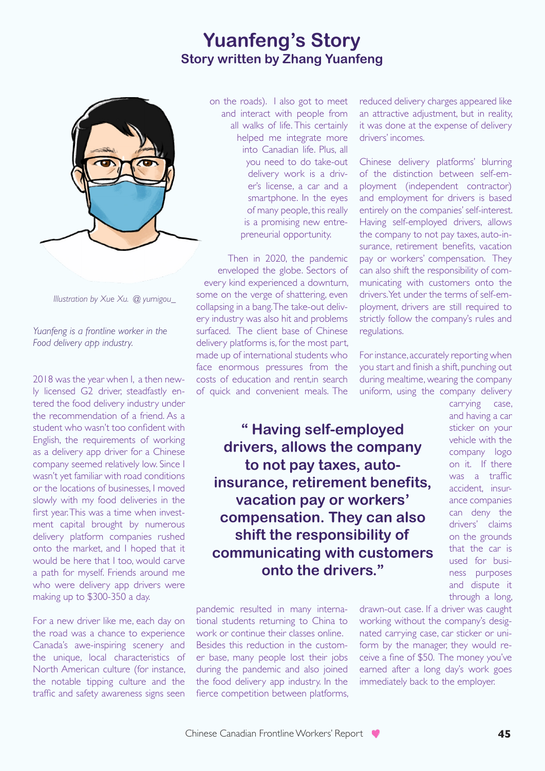# Yuanfeng's Story

## Story written by Zhang Yuanfeng

*Illustration by Xue Xu. @ yumigou_*

*Yuanfeng is a frontline worker in the Food delivery app industry.*

2018 was the year when I, a then newly licensed G2 driver, steadfastly entered the food delivery industry under the recommendation of a friend. As a student who wasn't too confident with English, the requirements of working as a delivery app driver for a Chinese company seemed relatively low. Since I wasn't yet familiar with road conditions or the locations of businesses, I moved slowly with my food deliveries in the first year. This was a time when investment capital brought by numerous delivery platform companies rushed onto the market, and I hoped that it would be here that I too, would carve a path for myself. Friends around me who were delivery app drivers were making up to $300-350 a day.

For a new driver like me, each day on the road was a chance to experience Canada's awe-inspiring scenery and the unique, local characteristics of North American culture (for instance, the notable tipping culture and the traffic and safety awareness signs seen on the roads). I also got to meet and interact with people from all walks of life. This certainly helped me integrate more into Canadian life. Plus, all you need to do take-out delivery work is a driver's license, a car and a smartphone. In the eyes of many people, this really is a promising new entrepreneurial opportunity.

Then in 2020, the pandemic enveloped the globe. Sectors of every kind experienced a downturn, some on the verge of shattering, even collapsing in a bang. The take-out delivery industry was also hit and problems surfaced. The client base of Chinese delivery platforms is, for the most part, made up of international students who face enormous pressures from the costs of education and rent,in search of quick and convenient meals. The pandemic resulted in many international students returning to China to work or continue their classes online. Besides this reduction in the customer base, many people lost their jobs during the pandemic and also joined the food delivery app industry. In the fierce competition between platforms, reduced delivery charges appeared like an attractive adjustment, but in reality, it was done at the expense of delivery drivers' incomes.

**" Having self-employed drivers, allows the company to not pay taxes, auto-insurance, retirement benefits, vacation pay or workers' compensation. They can also shift the responsibility of communicating with customers onto the drivers."**

Chinese delivery platforms' blurring of the distinction between self-employment (independent contractor) and employment for drivers is based entirely on the companies' self-interest. Having self-employed drivers, allows the company to not pay taxes, auto-insurance, retirement benefits, vacation pay or workers' compensation. They can also shift the responsibility of communicating with customers onto the drivers. Yet under the terms of self-employment, drivers are still required to strictly follow the company's rules and regulations.

For instance, accurately reporting when you start and finish a shift, punching out during mealtime, wearing the company uniform, using the company delivery carrying case, and having a car sticker on your vehicle with the company logo on it. If there was a traffic accident, insurance companies can deny the drivers' claims on the grounds that the car is used for business purposes and dispute it through a long, drawn-out case. If a driver was caught working without the company's designated carrying case, car sticker or uniform by the manager, they would receive a fine of $50. The money you've earned after a long day's work goes immediately back to the employer.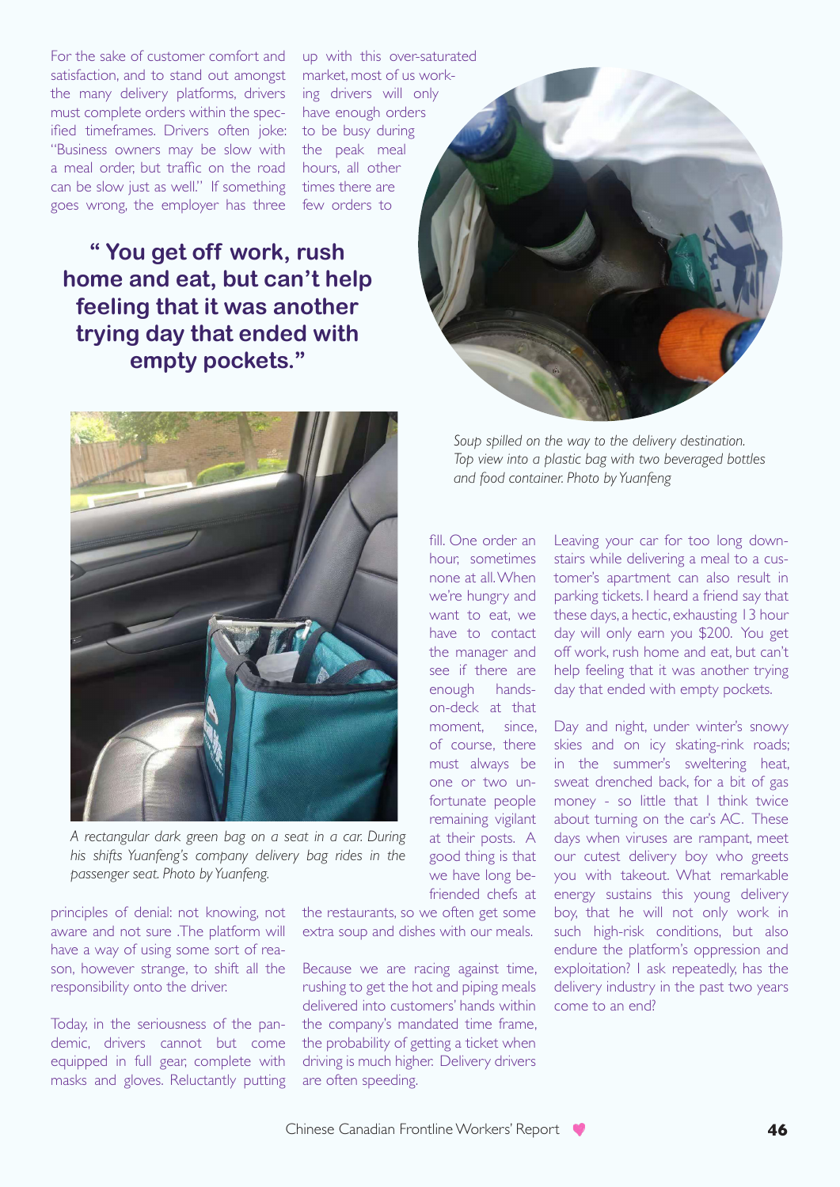For the sake of customer comfort and satisfaction, and to stand out amongst the many delivery platforms, drivers must complete orders within the specified timeframes. Drivers often joke: "Business owners may be slow with a meal order, but traffic on the road can be slow just as well." If something goes wrong, the employer has three principles of denial: not knowing, not aware and not sure .The platform will have a way of using some sort of reason, however strange, to shift all the responsibility onto the driver.

Today, in the seriousness of the pandemic, drivers cannot but come equipped in full gear, complete with masks and gloves. Reluctantly putting up with this over-saturated market, most of us working drivers will only have enough orders to be busy during the peak meal hours, all other times there are few orders to fill. One order an hour, sometimes none at all. When we're hungry and want to eat, we have to contact the manager and see if there are enough hands-on-deck at that moment, since, of course, there must always be one or two unfortunate people remaining vigilant at their posts. A good thing is that we have long befriended chefs at the restaurants, so we often get some extra soup and dishes with our meals.

**" You get off work, rush home and eat, but can't help feeling that it was another trying day that ended with empty pockets."**

*Soup spilled on the way to the delivery destination. Top view into a plastic bag with two beveraged bottles and food container. Photo by Yuanfeng*

*A rectangular dark green bag on a seat in a car. During his shifts Yuanfeng's company delivery bag rides in the passenger seat. Photo by Yuanfeng.*

Because we are racing against time, rushing to get the hot and piping meals delivered into customers' hands within the company's mandated time frame, the probability of getting a ticket when driving is much higher. Delivery drivers are often speeding.

Leaving your car for too long downstairs while delivering a meal to a customer's apartment can also result in parking tickets. I heard a friend say that these days, a hectic, exhausting 13 hour day will only earn you $200. You get off work, rush home and eat, but can't help feeling that it was another trying day that ended with empty pockets.

Day and night, under winter's snowy skies and on icy skating-rink roads; in the summer's sweltering heat, sweat drenched back, for a bit of gas money - so little that I think twice about turning on the car's AC. These days when viruses are rampant, meet our cutest delivery boy who greets you with takeout. What remarkable energy sustains this young delivery boy, that he will not only work in such high-risk conditions, but also endure the platform's oppression and exploitation? I ask repeatedly, has the delivery industry in the past two years come to an end?